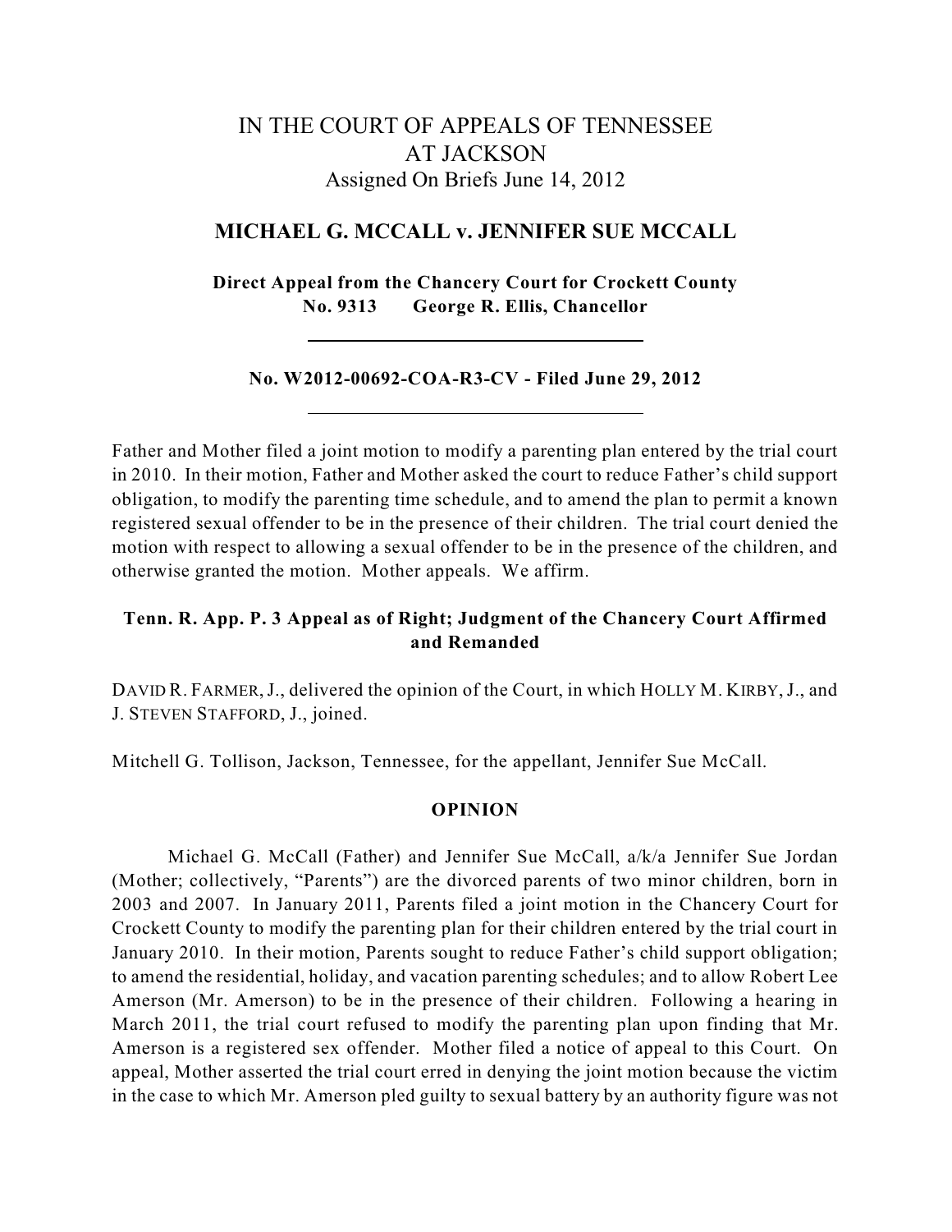# IN THE COURT OF APPEALS OF TENNESSEE AT JACKSON

Assigned On Briefs June 14, 2012

## MICHAEL G. MCCALL v. JENNIFER SUE MCCALL

**Direct Appeal from the Chancery Court for Crockett County**
**No. 9313 George R. Ellis, Chancellor**

---

**No. W2012-00692-COA-R3-CV - Filed June 29, 2012**

---

Father and Mother filed a joint motion to modify a parenting plan entered by the trial court in 2010. In their motion, Father and Mother asked the court to reduce Father's child support obligation, to modify the parenting time schedule, and to amend the plan to permit a known registered sexual offender to be in the presence of their children. The trial court denied the motion with respect to allowing a sexual offender to be in the presence of the children, and otherwise granted the motion. Mother appeals. We affirm.

**Tenn. R. App. P. 3 Appeal as of Right; Judgment of the Chancery Court Affirmed and Remanded**

DAVID R. FARMER, J., delivered the opinion of the Court, in which HOLLY M. KIRBY, J., and J. STEVEN STAFFORD, J., joined.

Mitchell G. Tollison, Jackson, Tennessee, for the appellant, Jennifer Sue McCall.

## OPINION

Michael G. McCall (Father) and Jennifer Sue McCall, a/k/a Jennifer Sue Jordan (Mother; collectively, "Parents") are the divorced parents of two minor children, born in 2003 and 2007. In January 2011, Parents filed a joint motion in the Chancery Court for Crockett County to modify the parenting plan for their children entered by the trial court in January 2010. In their motion, Parents sought to reduce Father's child support obligation; to amend the residential, holiday, and vacation parenting schedules; and to allow Robert Lee Amerson (Mr. Amerson) to be in the presence of their children. Following a hearing in March 2011, the trial court refused to modify the parenting plan upon finding that Mr. Amerson is a registered sex offender. Mother filed a notice of appeal to this Court. On appeal, Mother asserted the trial court erred in denying the joint motion because the victim in the case to which Mr. Amerson pled guilty to sexual battery by an authority figure was not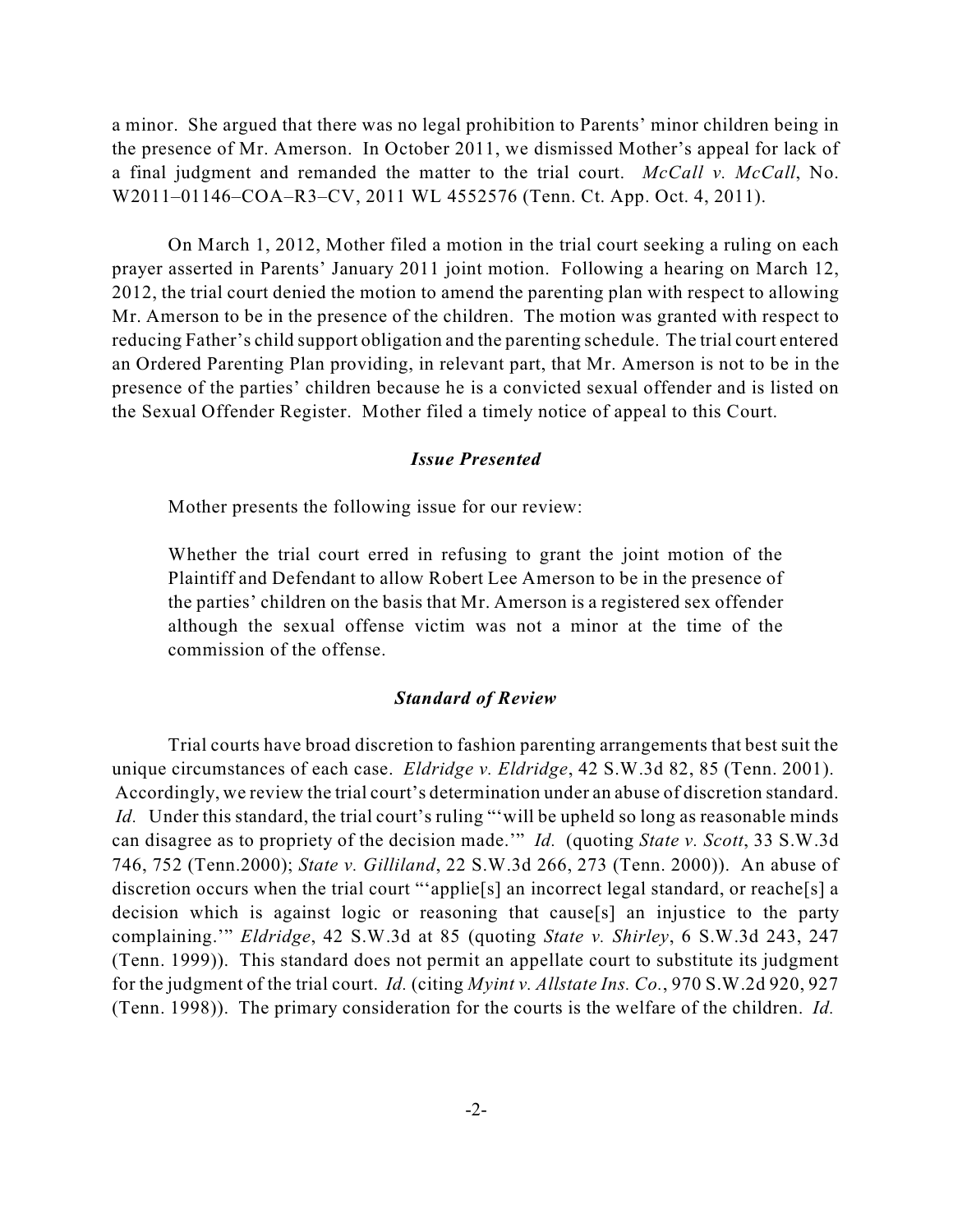a minor. She argued that there was no legal prohibition to Parents' minor children being in the presence of Mr. Amerson. In October 2011, we dismissed Mother's appeal for lack of a final judgment and remanded the matter to the trial court. *McCall v. McCall*, No. W2011–01146–COA–R3–CV, 2011 WL 4552576 (Tenn. Ct. App. Oct. 4, 2011).

On March 1, 2012, Mother filed a motion in the trial court seeking a ruling on each prayer asserted in Parents' January 2011 joint motion. Following a hearing on March 12, 2012, the trial court denied the motion to amend the parenting plan with respect to allowing Mr. Amerson to be in the presence of the children. The motion was granted with respect to reducing Father's child support obligation and the parenting schedule. The trial court entered an Ordered Parenting Plan providing, in relevant part, that Mr. Amerson is not to be in the presence of the parties' children because he is a convicted sexual offender and is listed on the Sexual Offender Register. Mother filed a timely notice of appeal to this Court.

### *Issue Presented*

Mother presents the following issue for our review:

> Whether the trial court erred in refusing to grant the joint motion of the Plaintiff and Defendant to allow Robert Lee Amerson to be in the presence of the parties' children on the basis that Mr. Amerson is a registered sex offender although the sexual offense victim was not a minor at the time of the commission of the offense.

### *Standard of Review*

Trial courts have broad discretion to fashion parenting arrangements that best suit the unique circumstances of each case. *Eldridge v. Eldridge*, 42 S.W.3d 82, 85 (Tenn. 2001). Accordingly, we review the trial court's determination under an abuse of discretion standard. *Id.* Under this standard, the trial court's ruling "'will be upheld so long as reasonable minds can disagree as to propriety of the decision made.'" *Id.* (quoting *State v. Scott*, 33 S.W.3d 746, 752 (Tenn.2000); *State v. Gilliland*, 22 S.W.3d 266, 273 (Tenn. 2000)). An abuse of discretion occurs when the trial court "'applie[s] an incorrect legal standard, or reache[s] a decision which is against logic or reasoning that cause[s] an injustice to the party complaining.'" *Eldridge*, 42 S.W.3d at 85 (quoting *State v. Shirley*, 6 S.W.3d 243, 247 (Tenn. 1999)). This standard does not permit an appellate court to substitute its judgment for the judgment of the trial court. *Id.* (citing *Myint v. Allstate Ins. Co.*, 970 S.W.2d 920, 927 (Tenn. 1998)). The primary consideration for the courts is the welfare of the children. *Id.*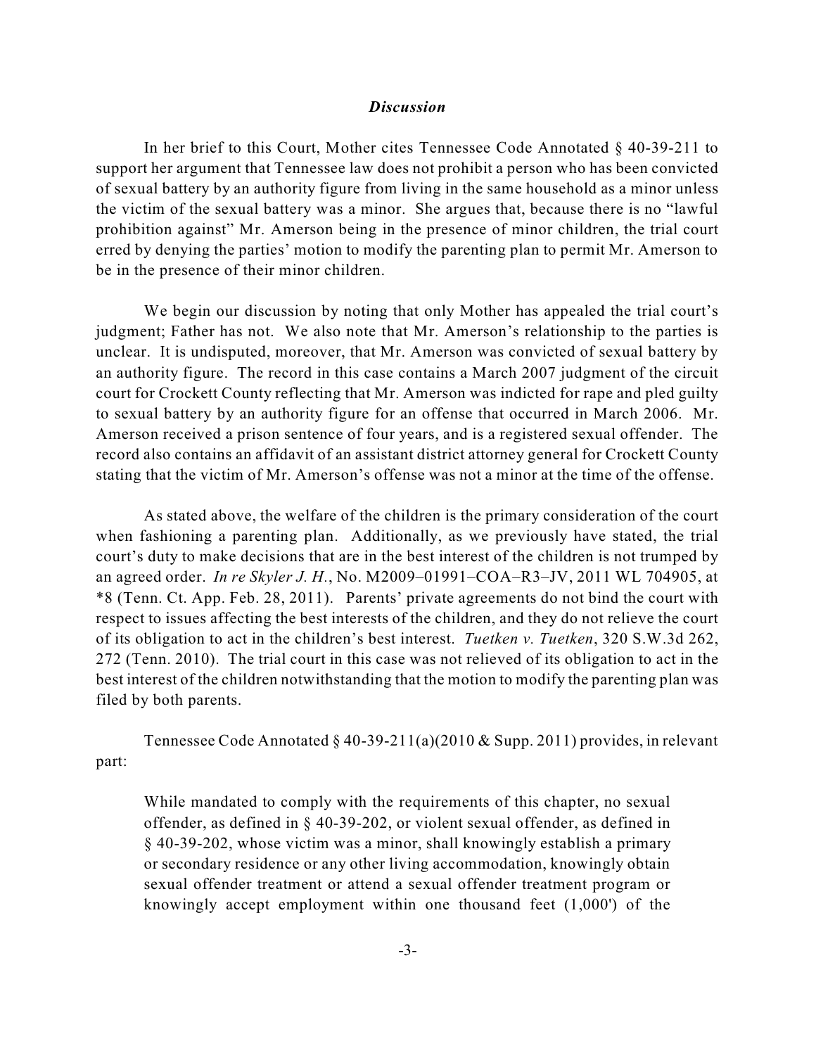### *Discussion*

In her brief to this Court, Mother cites Tennessee Code Annotated § 40-39-211 to support her argument that Tennessee law does not prohibit a person who has been convicted of sexual battery by an authority figure from living in the same household as a minor unless the victim of the sexual battery was a minor. She argues that, because there is no "lawful prohibition against" Mr. Amerson being in the presence of minor children, the trial court erred by denying the parties' motion to modify the parenting plan to permit Mr. Amerson to be in the presence of their minor children.

We begin our discussion by noting that only Mother has appealed the trial court's judgment; Father has not. We also note that Mr. Amerson's relationship to the parties is unclear. It is undisputed, moreover, that Mr. Amerson was convicted of sexual battery by an authority figure. The record in this case contains a March 2007 judgment of the circuit court for Crockett County reflecting that Mr. Amerson was indicted for rape and pled guilty to sexual battery by an authority figure for an offense that occurred in March 2006. Mr. Amerson received a prison sentence of four years, and is a registered sexual offender. The record also contains an affidavit of an assistant district attorney general for Crockett County stating that the victim of Mr. Amerson's offense was not a minor at the time of the offense.

As stated above, the welfare of the children is the primary consideration of the court when fashioning a parenting plan. Additionally, as we previously have stated, the trial court's duty to make decisions that are in the best interest of the children is not trumped by an agreed order. *In re Skyler J. H.*, No. M2009–01991–COA–R3–JV, 2011 WL 704905, at *8 (Tenn. Ct. App. Feb. 28, 2011). Parents' private agreements do not bind the court with respect to issues affecting the best interests of the children, and they do not relieve the court of its obligation to act in the children's best interest. *Tuetken v. Tuetken*, 320 S.W.3d 262, 272 (Tenn. 2010). The trial court in this case was not relieved of its obligation to act in the best interest of the children notwithstanding that the motion to modify the parenting plan was filed by both parents.

Tennessee Code Annotated § 40-39-211(a)(2010 & Supp. 2011) provides, in relevant part:

> While mandated to comply with the requirements of this chapter, no sexual offender, as defined in § 40-39-202, or violent sexual offender, as defined in § 40-39-202, whose victim was a minor, shall knowingly establish a primary or secondary residence or any other living accommodation, knowingly obtain sexual offender treatment or attend a sexual offender treatment program or knowingly accept employment within one thousand feet (1,000') of the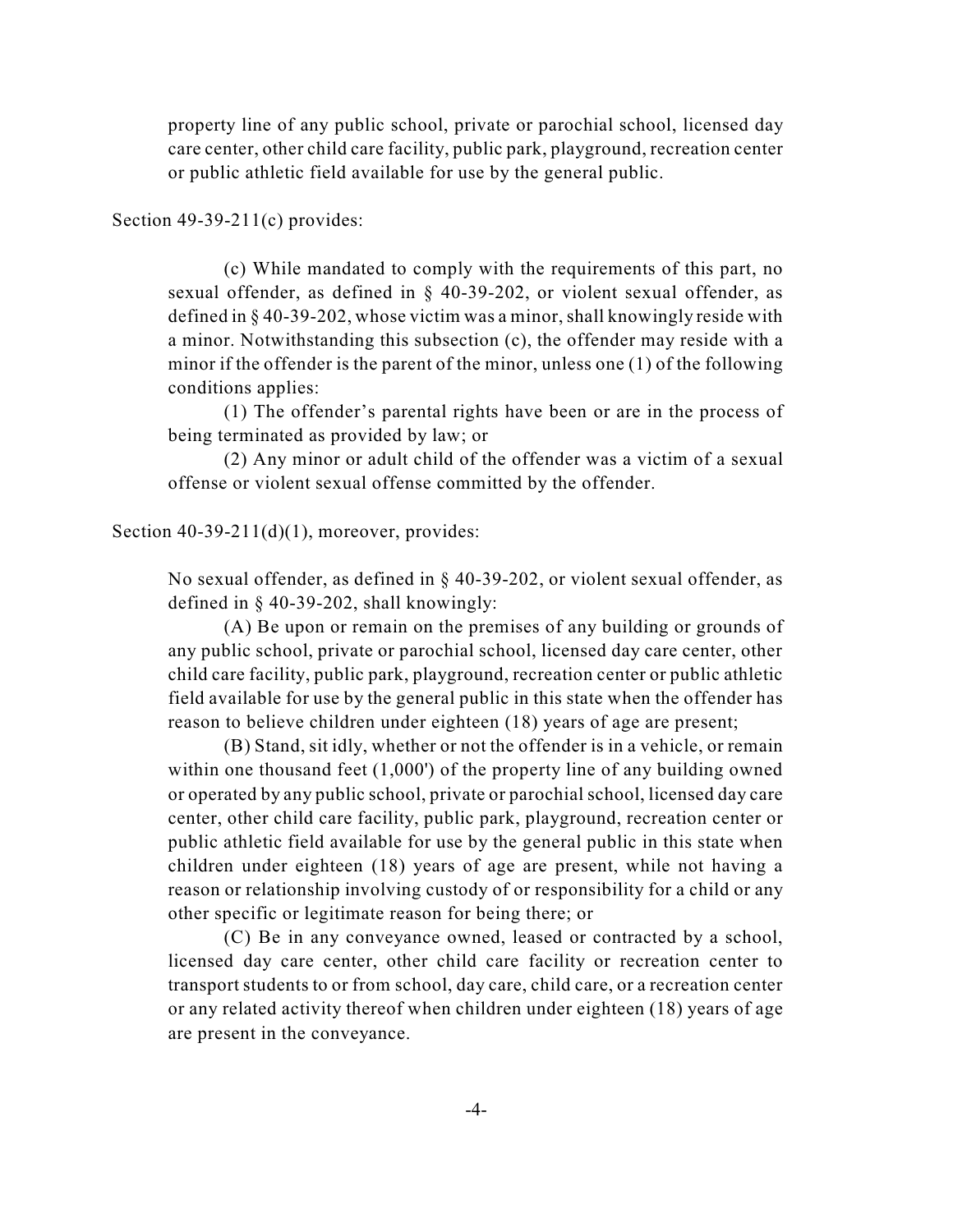property line of any public school, private or parochial school, licensed day care center, other child care facility, public park, playground, recreation center or public athletic field available for use by the general public.

Section 49-39-211(c) provides:

> (c) While mandated to comply with the requirements of this part, no sexual offender, as defined in § 40-39-202, or violent sexual offender, as defined in § 40-39-202, whose victim was a minor, shall knowingly reside with a minor. Notwithstanding this subsection (c), the offender may reside with a minor if the offender is the parent of the minor, unless one (1) of the following conditions applies:
>
> (1) The offender's parental rights have been or are in the process of being terminated as provided by law; or
>
> (2) Any minor or adult child of the offender was a victim of a sexual offense or violent sexual offense committed by the offender.

Section 40-39-211(d)(1), moreover, provides:

> No sexual offender, as defined in § 40-39-202, or violent sexual offender, as defined in § 40-39-202, shall knowingly:
>
> (A) Be upon or remain on the premises of any building or grounds of any public school, private or parochial school, licensed day care center, other child care facility, public park, playground, recreation center or public athletic field available for use by the general public in this state when the offender has reason to believe children under eighteen (18) years of age are present;
>
> (B) Stand, sit idly, whether or not the offender is in a vehicle, or remain within one thousand feet (1,000') of the property line of any building owned or operated by any public school, private or parochial school, licensed day care center, other child care facility, public park, playground, recreation center or public athletic field available for use by the general public in this state when children under eighteen (18) years of age are present, while not having a reason or relationship involving custody of or responsibility for a child or any other specific or legitimate reason for being there; or
>
> (C) Be in any conveyance owned, leased or contracted by a school, licensed day care center, other child care facility or recreation center to transport students to or from school, day care, child care, or a recreation center or any related activity thereof when children under eighteen (18) years of age are present in the conveyance.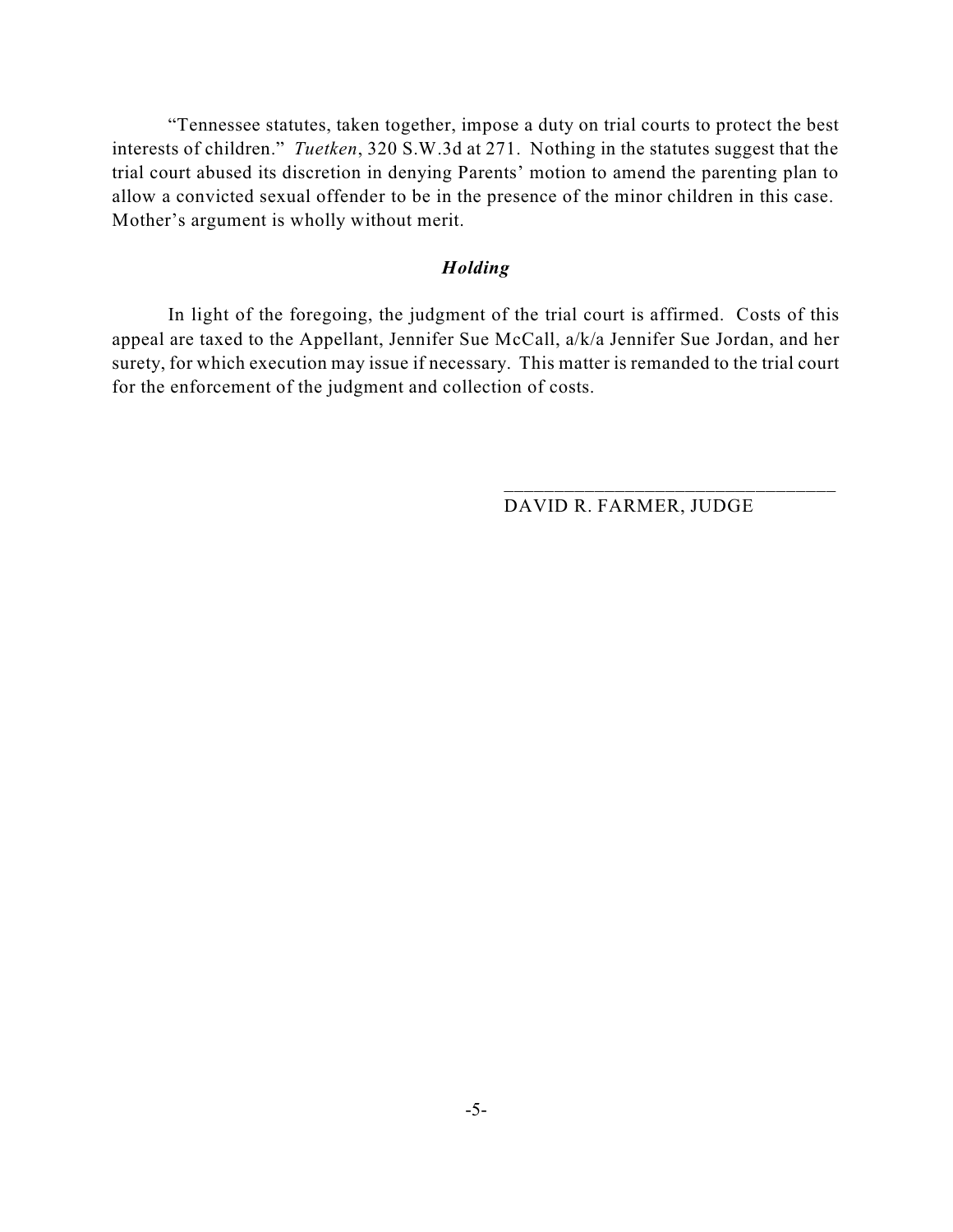"Tennessee statutes, taken together, impose a duty on trial courts to protect the best interests of children." *Tuetken*, 320 S.W.3d at 271. Nothing in the statutes suggest that the trial court abused its discretion in denying Parents' motion to amend the parenting plan to allow a convicted sexual offender to be in the presence of the minor children in this case. Mother's argument is wholly without merit.

### *Holding*

In light of the foregoing, the judgment of the trial court is affirmed. Costs of this appeal are taxed to the Appellant, Jennifer Sue McCall, a/k/a Jennifer Sue Jordan, and her surety, for which execution may issue if necessary. This matter is remanded to the trial court for the enforcement of the judgment and collection of costs.

_________________________________

DAVID R. FARMER, JUDGE